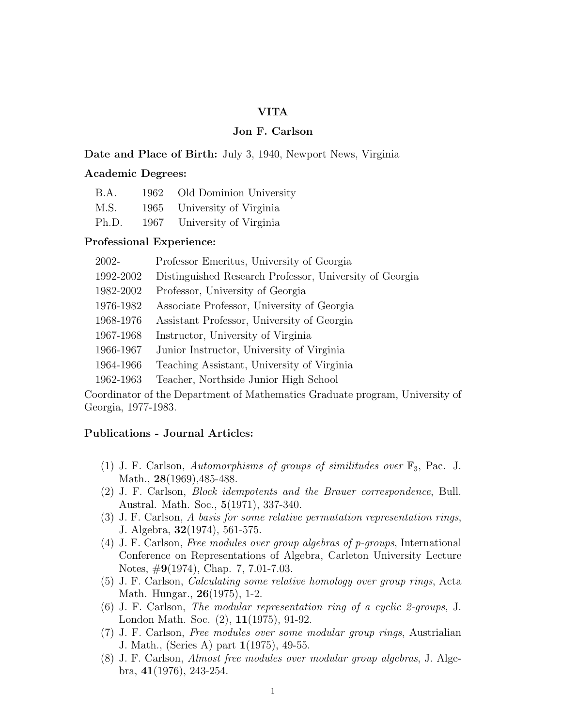# VITA

## Jon F. Carlson

**Date and Place of Birth:** July 3, 1940, Newport News, Virginia

**Academic Degrees:**

| | | |
|---|---|---|
| B.A. | 1962 | Old Dominion University |
| M.S. | 1965 | University of Virginia |
| Ph.D. | 1967 | University of Virginia |

**Professional Experience:**

| | |
|---|---|
| 2002- | Professor Emeritus, University of Georgia |
| 1992-2002 | Distinguished Research Professor, University of Georgia |
| 1982-2002 | Professor, University of Georgia |
| 1976-1982 | Associate Professor, University of Georgia |
| 1968-1976 | Assistant Professor, University of Georgia |
| 1967-1968 | Instructor, University of Virginia |
| 1966-1967 | Junior Instructor, University of Virginia |
| 1964-1966 | Teaching Assistant, University of Virginia |
| 1962-1963 | Teacher, Northside Junior High School |

Coordinator of the Department of Mathematics Graduate program, University of Georgia, 1977-1983.

**Publications - Journal Articles:**

(1) J. F. Carlson, *Automorphisms of groups of similitudes over* $\mathbb{F}_3$, Pac. J. Math., **28**(1969),485-488.

(2) J. F. Carlson, *Block idempotents and the Brauer correspondence*, Bull. Austral. Math. Soc., **5**(1971), 337-340.

(3) J. F. Carlson, *A basis for some relative permutation representation rings*, J. Algebra, **32**(1974), 561-575.

(4) J. F. Carlson, *Free modules over group algebras of p-groups*, International Conference on Representations of Algebra, Carleton University Lecture Notes, #**9**(1974), Chap. 7, 7.01-7.03.

(5) J. F. Carlson, *Calculating some relative homology over group rings*, Acta Math. Hungar., **26**(1975), 1-2.

(6) J. F. Carlson, *The modular representation ring of a cyclic 2-groups*, J. London Math. Soc. (2), **11**(1975), 91-92.

(7) J. F. Carlson, *Free modules over some modular group rings*, Austrialian J. Math., (Series A) part **1**(1975), 49-55.

(8) J. F. Carlson, *Almost free modules over modular group algebras*, J. Algebra, **41**(1976), 243-254.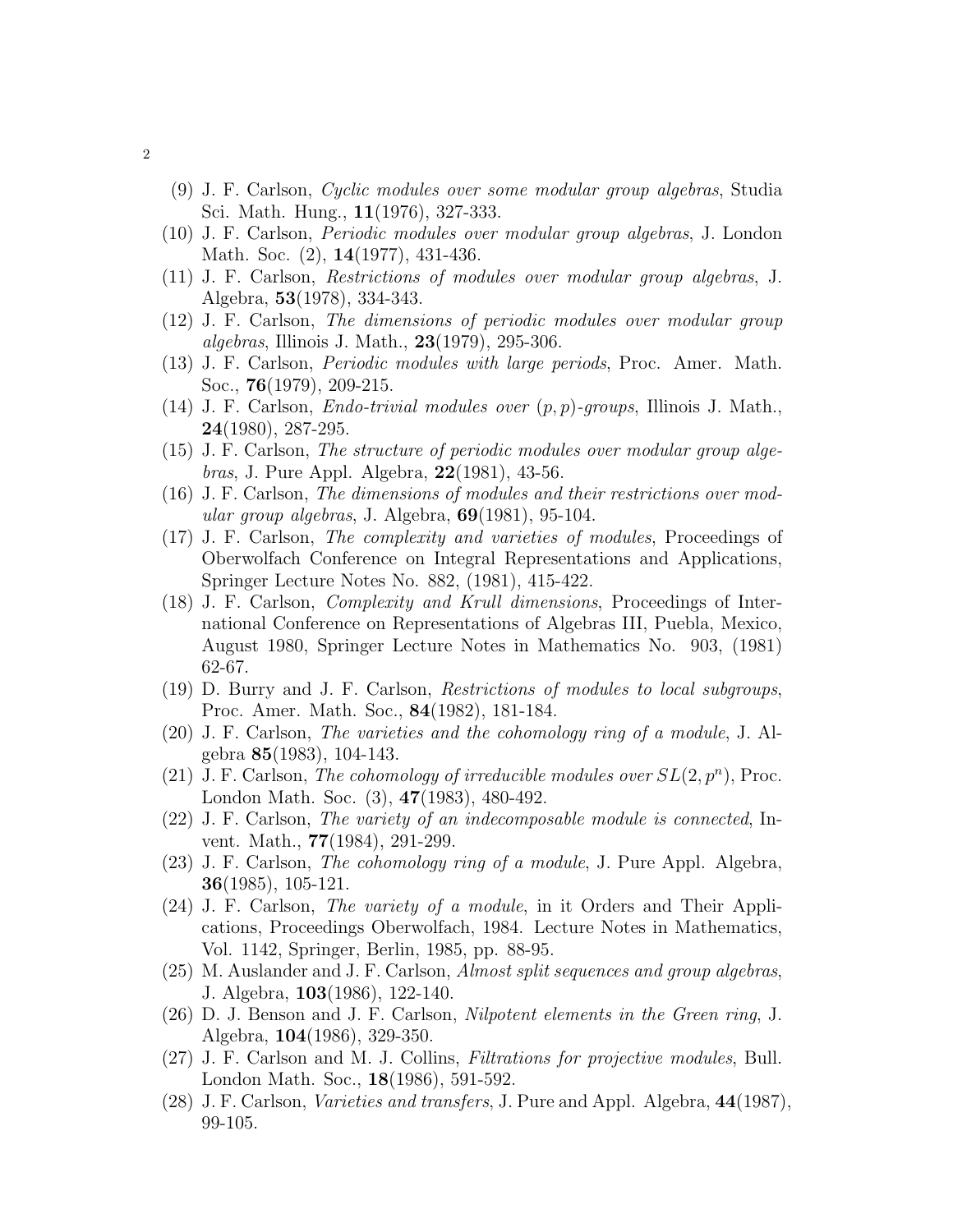(9) J. F. Carlson, *Cyclic modules over some modular group algebras*, Studia Sci. Math. Hung., **11**(1976), 327-333.

(10) J. F. Carlson, *Periodic modules over modular group algebras*, J. London Math. Soc. (2), **14**(1977), 431-436.

(11) J. F. Carlson, *Restrictions of modules over modular group algebras*, J. Algebra, **53**(1978), 334-343.

(12) J. F. Carlson, *The dimensions of periodic modules over modular group algebras*, Illinois J. Math., **23**(1979), 295-306.

(13) J. F. Carlson, *Periodic modules with large periods*, Proc. Amer. Math. Soc., **76**(1979), 209-215.

(14) J. F. Carlson, *Endo-trivial modules over $(p,p)$-groups*, Illinois J. Math., **24**(1980), 287-295.

(15) J. F. Carlson, *The structure of periodic modules over modular group algebras*, J. Pure Appl. Algebra, **22**(1981), 43-56.

(16) J. F. Carlson, *The dimensions of modules and their restrictions over modular group algebras*, J. Algebra, **69**(1981), 95-104.

(17) J. F. Carlson, *The complexity and varieties of modules*, Proceedings of Oberwolfach Conference on Integral Representations and Applications, Springer Lecture Notes No. 882, (1981), 415-422.

(18) J. F. Carlson, *Complexity and Krull dimensions*, Proceedings of International Conference on Representations of Algebras III, Puebla, Mexico, August 1980, Springer Lecture Notes in Mathematics No. 903, (1981) 62-67.

(19) D. Burry and J. F. Carlson, *Restrictions of modules to local subgroups*, Proc. Amer. Math. Soc., **84**(1982), 181-184.

(20) J. F. Carlson, *The varieties and the cohomology ring of a module*, J. Algebra **85**(1983), 104-143.

(21) J. F. Carlson, *The cohomology of irreducible modules over $SL(2,p^n)$*, Proc. London Math. Soc. (3), **47**(1983), 480-492.

(22) J. F. Carlson, *The variety of an indecomposable module is connected*, Invent. Math., **77**(1984), 291-299.

(23) J. F. Carlson, *The cohomology ring of a module*, J. Pure Appl. Algebra, **36**(1985), 105-121.

(24) J. F. Carlson, *The variety of a module*, in it Orders and Their Applications, Proceedings Oberwolfach, 1984. Lecture Notes in Mathematics, Vol. 1142, Springer, Berlin, 1985, pp. 88-95.

(25) M. Auslander and J. F. Carlson, *Almost split sequences and group algebras*, J. Algebra, **103**(1986), 122-140.

(26) D. J. Benson and J. F. Carlson, *Nilpotent elements in the Green ring*, J. Algebra, **104**(1986), 329-350.

(27) J. F. Carlson and M. J. Collins, *Filtrations for projective modules*, Bull. London Math. Soc., **18**(1986), 591-592.

(28) J. F. Carlson, *Varieties and transfers*, J. Pure and Appl. Algebra, **44**(1987), 99-105.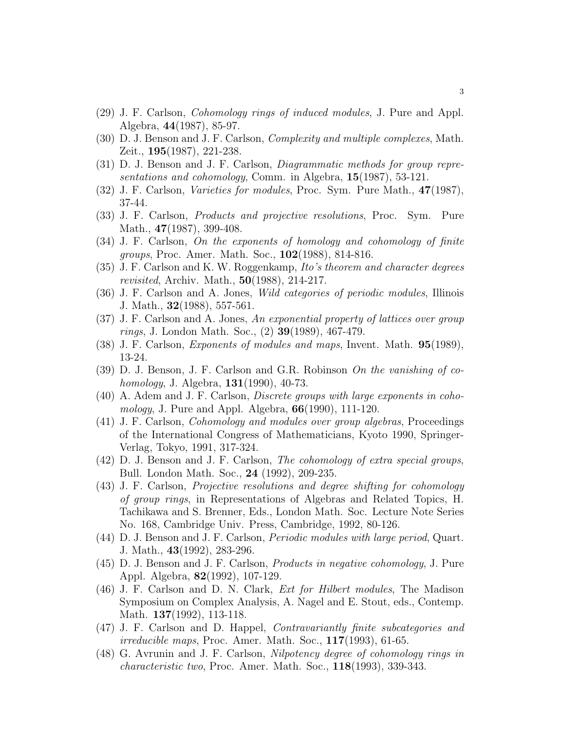(29) J. F. Carlson, *Cohomology rings of induced modules*, J. Pure and Appl. Algebra, **44**(1987), 85-97.

(30) D. J. Benson and J. F. Carlson, *Complexity and multiple complexes*, Math. Zeit., **195**(1987), 221-238.

(31) D. J. Benson and J. F. Carlson, *Diagrammatic methods for group representations and cohomology*, Comm. in Algebra, **15**(1987), 53-121.

(32) J. F. Carlson, *Varieties for modules*, Proc. Sym. Pure Math., **47**(1987), 37-44.

(33) J. F. Carlson, *Products and projective resolutions*, Proc. Sym. Pure Math., **47**(1987), 399-408.

(34) J. F. Carlson, *On the exponents of homology and cohomology of finite groups*, Proc. Amer. Math. Soc., **102**(1988), 814-816.

(35) J. F. Carlson and K. W. Roggenkamp, *Ito's theorem and character degrees revisited*, Archiv. Math., **50**(1988), 214-217.

(36) J. F. Carlson and A. Jones, *Wild categories of periodic modules*, Illinois J. Math., **32**(1988), 557-561.

(37) J. F. Carlson and A. Jones, *An exponential property of lattices over group rings*, J. London Math. Soc., (2) **39**(1989), 467-479.

(38) J. F. Carlson, *Exponents of modules and maps*, Invent. Math. **95**(1989), 13-24.

(39) D. J. Benson, J. F. Carlson and G.R. Robinson *On the vanishing of cohomology*, J. Algebra, **131**(1990), 40-73.

(40) A. Adem and J. F. Carlson, *Discrete groups with large exponents in cohomology*, J. Pure and Appl. Algebra, **66**(1990), 111-120.

(41) J. F. Carlson, *Cohomology and modules over group algebras*, Proceedings of the International Congress of Mathematicians, Kyoto 1990, Springer-Verlag, Tokyo, 1991, 317-324.

(42) D. J. Benson and J. F. Carlson, *The cohomology of extra special groups*, Bull. London Math. Soc., **24** (1992), 209-235.

(43) J. F. Carlson, *Projective resolutions and degree shifting for cohomology of group rings*, in Representations of Algebras and Related Topics, H. Tachikawa and S. Brenner, Eds., London Math. Soc. Lecture Note Series No. 168, Cambridge Univ. Press, Cambridge, 1992, 80-126.

(44) D. J. Benson and J. F. Carlson, *Periodic modules with large period*, Quart. J. Math., **43**(1992), 283-296.

(45) D. J. Benson and J. F. Carlson, *Products in negative cohomology*, J. Pure Appl. Algebra, **82**(1992), 107-129.

(46) J. F. Carlson and D. N. Clark, *Ext for Hilbert modules*, The Madison Symposium on Complex Analysis, A. Nagel and E. Stout, eds., Contemp. Math. **137**(1992), 113-118.

(47) J. F. Carlson and D. Happel, *Contravariantly finite subcategories and irreducible maps*, Proc. Amer. Math. Soc., **117**(1993), 61-65.

(48) G. Avrunin and J. F. Carlson, *Nilpotency degree of cohomology rings in characteristic two*, Proc. Amer. Math. Soc., **118**(1993), 339-343.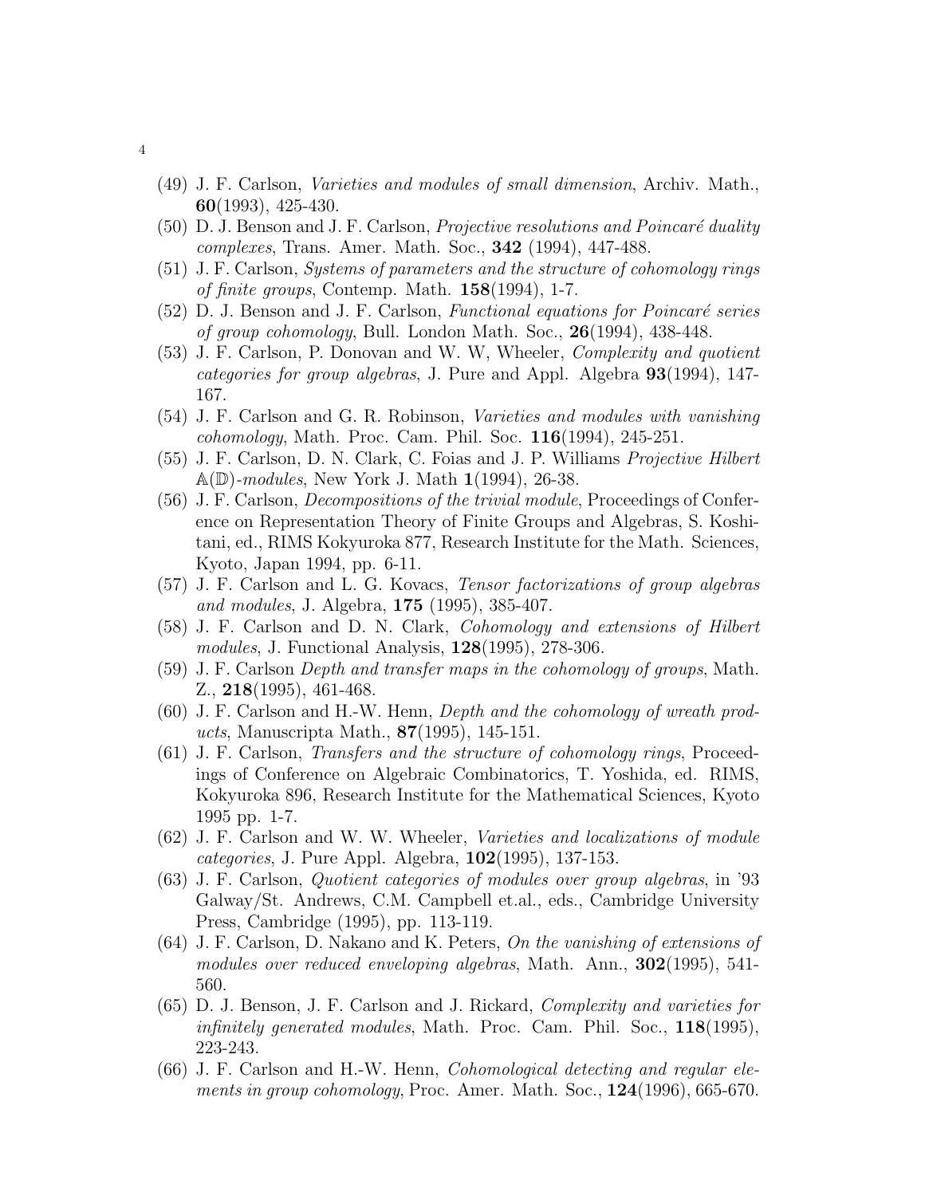(49) J. F. Carlson, *Varieties and modules of small dimension*, Archiv. Math., **60**(1993), 425-430.

(50) D. J. Benson and J. F. Carlson, *Projective resolutions and Poincaré duality complexes*, Trans. Amer. Math. Soc., **342** (1994), 447-488.

(51) J. F. Carlson, *Systems of parameters and the structure of cohomology rings of finite groups*, Contemp. Math. **158**(1994), 1-7.

(52) D. J. Benson and J. F. Carlson, *Functional equations for Poincaré series of group cohomology*, Bull. London Math. Soc., **26**(1994), 438-448.

(53) J. F. Carlson, P. Donovan and W. W, Wheeler, *Complexity and quotient categories for group algebras*, J. Pure and Appl. Algebra **93**(1994), 147-167.

(54) J. F. Carlson and G. R. Robinson, *Varieties and modules with vanishing cohomology*, Math. Proc. Cam. Phil. Soc. **116**(1994), 245-251.

(55) J. F. Carlson, D. N. Clark, C. Foias and J. P. Williams *Projective Hilbert* $\mathbb{A}(\mathbb{D})$*-modules*, New York J. Math **1**(1994), 26-38.

(56) J. F. Carlson, *Decompositions of the trivial module*, Proceedings of Conference on Representation Theory of Finite Groups and Algebras, S. Koshitani, ed., RIMS Kokyuroka 877, Research Institute for the Math. Sciences, Kyoto, Japan 1994, pp. 6-11.

(57) J. F. Carlson and L. G. Kovacs, *Tensor factorizations of group algebras and modules*, J. Algebra, **175** (1995), 385-407.

(58) J. F. Carlson and D. N. Clark, *Cohomology and extensions of Hilbert modules*, J. Functional Analysis, **128**(1995), 278-306.

(59) J. F. Carlson *Depth and transfer maps in the cohomology of groups*, Math. Z., **218**(1995), 461-468.

(60) J. F. Carlson and H.-W. Henn, *Depth and the cohomology of wreath products*, Manuscripta Math., **87**(1995), 145-151.

(61) J. F. Carlson, *Transfers and the structure of cohomology rings*, Proceedings of Conference on Algebraic Combinatorics, T. Yoshida, ed. RIMS, Kokyuroka 896, Research Institute for the Mathematical Sciences, Kyoto 1995 pp. 1-7.

(62) J. F. Carlson and W. W. Wheeler, *Varieties and localizations of module categories*, J. Pure Appl. Algebra, **102**(1995), 137-153.

(63) J. F. Carlson, *Quotient categories of modules over group algebras*, in '93 Galway/St. Andrews, C.M. Campbell et.al., eds., Cambridge University Press, Cambridge (1995), pp. 113-119.

(64) J. F. Carlson, D. Nakano and K. Peters, *On the vanishing of extensions of modules over reduced enveloping algebras*, Math. Ann., **302**(1995), 541-560.

(65) D. J. Benson, J. F. Carlson and J. Rickard, *Complexity and varieties for infinitely generated modules*, Math. Proc. Cam. Phil. Soc., **118**(1995), 223-243.

(66) J. F. Carlson and H.-W. Henn, *Cohomological detecting and regular elements in group cohomology*, Proc. Amer. Math. Soc., **124**(1996), 665-670.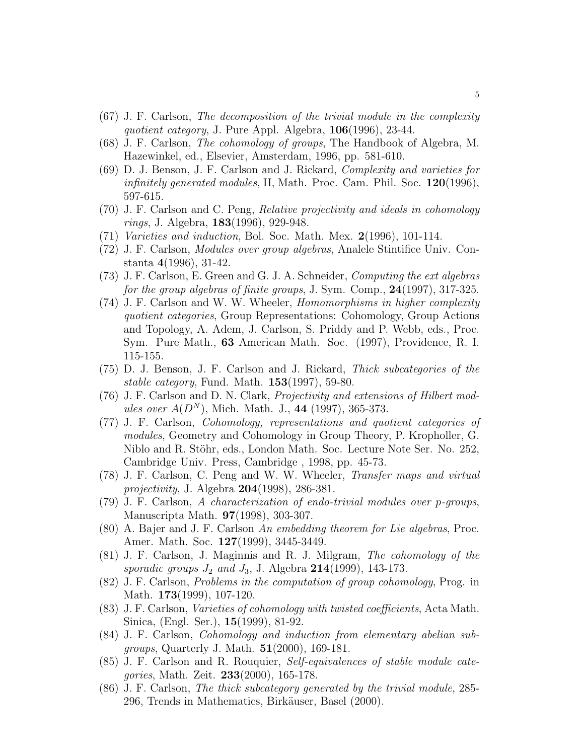(67) J. F. Carlson, *The decomposition of the trivial module in the complexity quotient category*, J. Pure Appl. Algebra, **106**(1996), 23-44.

(68) J. F. Carlson, *The cohomology of groups*, The Handbook of Algebra, M. Hazewinkel, ed., Elsevier, Amsterdam, 1996, pp. 581-610.

(69) D. J. Benson, J. F. Carlson and J. Rickard, *Complexity and varieties for infinitely generated modules*, II, Math. Proc. Cam. Phil. Soc. **120**(1996), 597-615.

(70) J. F. Carlson and C. Peng, *Relative projectivity and ideals in cohomology rings*, J. Algebra, **183**(1996), 929-948.

(71) *Varieties and induction*, Bol. Soc. Math. Mex. **2**(1996), 101-114.

(72) J. F. Carlson, *Modules over group algebras*, Analele Stintifice Univ. Constanta **4**(1996), 31-42.

(73) J. F. Carlson, E. Green and G. J. A. Schneider, *Computing the ext algebras for the group algebras of finite groups*, J. Sym. Comp., **24**(1997), 317-325.

(74) J. F. Carlson and W. W. Wheeler, *Homomorphisms in higher complexity quotient categories*, Group Representations: Cohomology, Group Actions and Topology, A. Adem, J. Carlson, S. Priddy and P. Webb, eds., Proc. Sym. Pure Math., **63** American Math. Soc. (1997), Providence, R. I. 115-155.

(75) D. J. Benson, J. F. Carlson and J. Rickard, *Thick subcategories of the stable category*, Fund. Math. **153**(1997), 59-80.

(76) J. F. Carlson and D. N. Clark, *Projectivity and extensions of Hilbert modules over $A(D^N)$*, Mich. Math. J., **44** (1997), 365-373.

(77) J. F. Carlson, *Cohomology, representations and quotient categories of modules*, Geometry and Cohomology in Group Theory, P. Kropholler, G. Niblo and R. Stöhr, eds., London Math. Soc. Lecture Note Ser. No. 252, Cambridge Univ. Press, Cambridge , 1998, pp. 45-73.

(78) J. F. Carlson, C. Peng and W. W. Wheeler, *Transfer maps and virtual projectivity*, J. Algebra **204**(1998), 286-381.

(79) J. F. Carlson, *A characterization of endo-trivial modules over p-groups*, Manuscripta Math. **97**(1998), 303-307.

(80) A. Bajer and J. F. Carlson *An embedding theorem for Lie algebras*, Proc. Amer. Math. Soc. **127**(1999), 3445-3449.

(81) J. F. Carlson, J. Maginnis and R. J. Milgram, *The cohomology of the sporadic groups $J_2$ and $J_3$*, J. Algebra **214**(1999), 143-173.

(82) J. F. Carlson, *Problems in the computation of group cohomology*, Prog. in Math. **173**(1999), 107-120.

(83) J. F. Carlson, *Varieties of cohomology with twisted coefficients*, Acta Math. Sinica, (Engl. Ser.), **15**(1999), 81-92.

(84) J. F. Carlson, *Cohomology and induction from elementary abelian subgroups*, Quarterly J. Math. **51**(2000), 169-181.

(85) J. F. Carlson and R. Rouquier, *Self-equivalences of stable module categories*, Math. Zeit. **233**(2000), 165-178.

(86) J. F. Carlson, *The thick subcategory generated by the trivial module*, 285-296, Trends in Mathematics, Birkäuser, Basel (2000).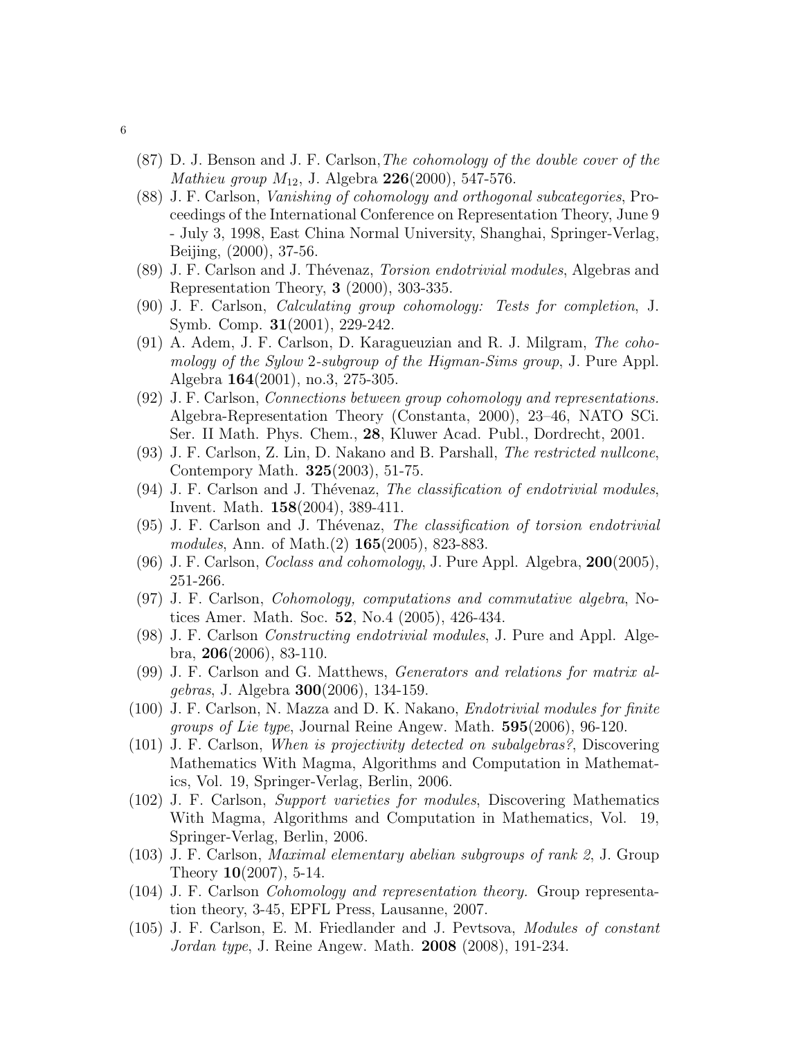(87) D. J. Benson and J. F. Carlson, *The cohomology of the double cover of the Mathieu group $M_{12}$*, J. Algebra **226**(2000), 547-576.

(88) J. F. Carlson, *Vanishing of cohomology and orthogonal subcategories*, Proceedings of the International Conference on Representation Theory, June 9 - July 3, 1998, East China Normal University, Shanghai, Springer-Verlag, Beijing, (2000), 37-56.

(89) J. F. Carlson and J. Thévenaz, *Torsion endotrivial modules*, Algebras and Representation Theory, **3** (2000), 303-335.

(90) J. F. Carlson, *Calculating group cohomology: Tests for completion*, J. Symb. Comp. **31**(2001), 229-242.

(91) A. Adem, J. F. Carlson, D. Karagueuzian and R. J. Milgram, *The cohomology of the Sylow 2-subgroup of the Higman-Sims group*, J. Pure Appl. Algebra **164**(2001), no.3, 275-305.

(92) J. F. Carlson, *Connections between group cohomology and representations.* Algebra-Representation Theory (Constanta, 2000), 23–46, NATO SCi. Ser. II Math. Phys. Chem., **28**, Kluwer Acad. Publ., Dordrecht, 2001.

(93) J. F. Carlson, Z. Lin, D. Nakano and B. Parshall, *The restricted nullcone*, Contempory Math. **325**(2003), 51-75.

(94) J. F. Carlson and J. Thévenaz, *The classification of endotrivial modules*, Invent. Math. **158**(2004), 389-411.

(95) J. F. Carlson and J. Thévenaz, *The classification of torsion endotrivial modules*, Ann. of Math.(2) **165**(2005), 823-883.

(96) J. F. Carlson, *Coclass and cohomology*, J. Pure Appl. Algebra, **200**(2005), 251-266.

(97) J. F. Carlson, *Cohomology, computations and commutative algebra*, Notices Amer. Math. Soc. **52**, No.4 (2005), 426-434.

(98) J. F. Carlson *Constructing endotrivial modules*, J. Pure and Appl. Algebra, **206**(2006), 83-110.

(99) J. F. Carlson and G. Matthews, *Generators and relations for matrix algebras*, J. Algebra **300**(2006), 134-159.

(100) J. F. Carlson, N. Mazza and D. K. Nakano, *Endotrivial modules for finite groups of Lie type*, Journal Reine Angew. Math. **595**(2006), 96-120.

(101) J. F. Carlson, *When is projectivity detected on subalgebras?*, Discovering Mathematics With Magma, Algorithms and Computation in Mathematics, Vol. 19, Springer-Verlag, Berlin, 2006.

(102) J. F. Carlson, *Support varieties for modules*, Discovering Mathematics With Magma, Algorithms and Computation in Mathematics, Vol. 19, Springer-Verlag, Berlin, 2006.

(103) J. F. Carlson, *Maximal elementary abelian subgroups of rank 2*, J. Group Theory **10**(2007), 5-14.

(104) J. F. Carlson *Cohomology and representation theory.* Group representation theory, 3-45, EPFL Press, Lausanne, 2007.

(105) J. F. Carlson, E. M. Friedlander and J. Pevtsova, *Modules of constant Jordan type*, J. Reine Angew. Math. **2008** (2008), 191-234.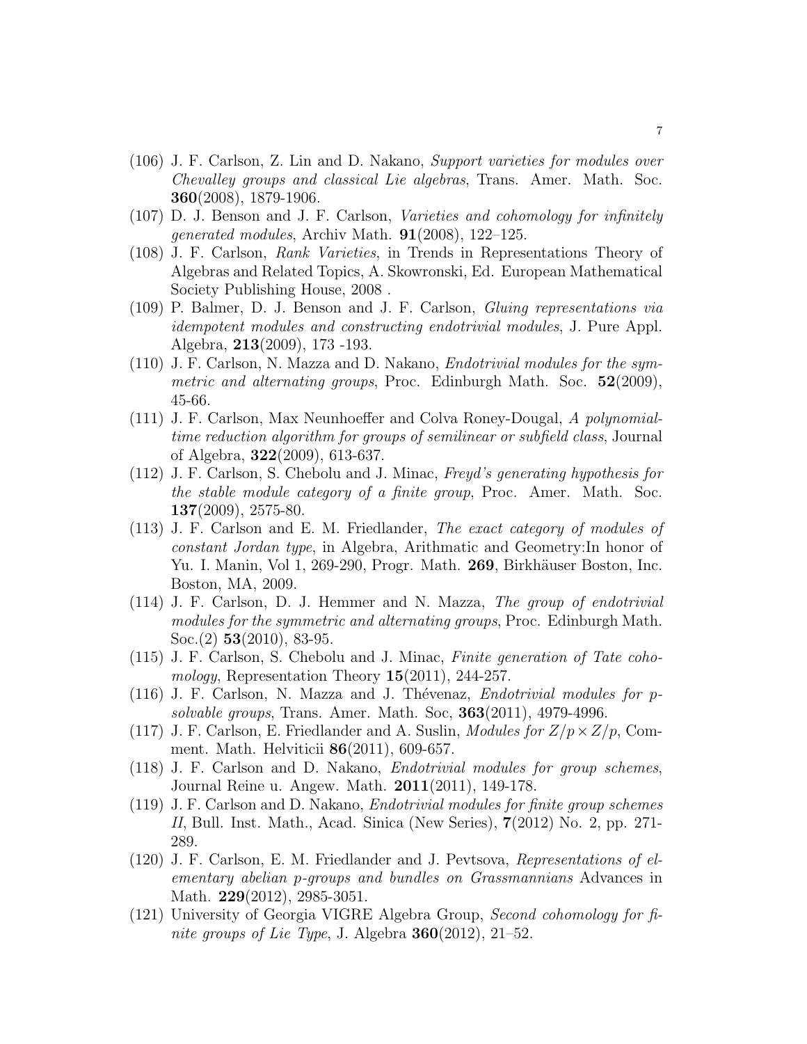(106) J. F. Carlson, Z. Lin and D. Nakano, *Support varieties for modules over Chevalley groups and classical Lie algebras*, Trans. Amer. Math. Soc. **360**(2008), 1879-1906.

(107) D. J. Benson and J. F. Carlson, *Varieties and cohomology for infinitely generated modules*, Archiv Math. **91**(2008), 122–125.

(108) J. F. Carlson, *Rank Varieties*, in Trends in Representations Theory of Algebras and Related Topics, A. Skowronski, Ed. European Mathematical Society Publishing House, 2008 .

(109) P. Balmer, D. J. Benson and J. F. Carlson, *Gluing representations via idempotent modules and constructing endotrivial modules*, J. Pure Appl. Algebra, **213**(2009), 173 -193.

(110) J. F. Carlson, N. Mazza and D. Nakano, *Endotrivial modules for the symmetric and alternating groups*, Proc. Edinburgh Math. Soc. **52**(2009), 45-66.

(111) J. F. Carlson, Max Neunhoeffer and Colva Roney-Dougal, *A polynomial-time reduction algorithm for groups of semilinear or subfield class*, Journal of Algebra, **322**(2009), 613-637.

(112) J. F. Carlson, S. Chebolu and J. Minac, *Freyd's generating hypothesis for the stable module category of a finite group*, Proc. Amer. Math. Soc. **137**(2009), 2575-80.

(113) J. F. Carlson and E. M. Friedlander, *The exact category of modules of constant Jordan type*, in Algebra, Arithmatic and Geometry:In honor of Yu. I. Manin, Vol 1, 269-290, Progr. Math. **269**, Birkhäuser Boston, Inc. Boston, MA, 2009.

(114) J. F. Carlson, D. J. Hemmer and N. Mazza, *The group of endotrivial modules for the symmetric and alternating groups*, Proc. Edinburgh Math. Soc.(2) **53**(2010), 83-95.

(115) J. F. Carlson, S. Chebolu and J. Minac, *Finite generation of Tate cohomology*, Representation Theory **15**(2011), 244-257.

(116) J. F. Carlson, N. Mazza and J. Thévenaz, *Endotrivial modules for p-solvable groups*, Trans. Amer. Math. Soc, **363**(2011), 4979-4996.

(117) J. F. Carlson, E. Friedlander and A. Suslin, *Modules for $Z/p \times Z/p$*, Comment. Math. Helviticii **86**(2011), 609-657.

(118) J. F. Carlson and D. Nakano, *Endotrivial modules for group schemes*, Journal Reine u. Angew. Math. **2011**(2011), 149-178.

(119) J. F. Carlson and D. Nakano, *Endotrivial modules for finite group schemes II*, Bull. Inst. Math., Acad. Sinica (New Series), **7**(2012) No. 2, pp. 271-289.

(120) J. F. Carlson, E. M. Friedlander and J. Pevtsova, *Representations of elementary abelian p-groups and bundles on Grassmannians* Advances in Math. **229**(2012), 2985-3051.

(121) University of Georgia VIGRE Algebra Group, *Second cohomology for finite groups of Lie Type*, J. Algebra **360**(2012), 21–52.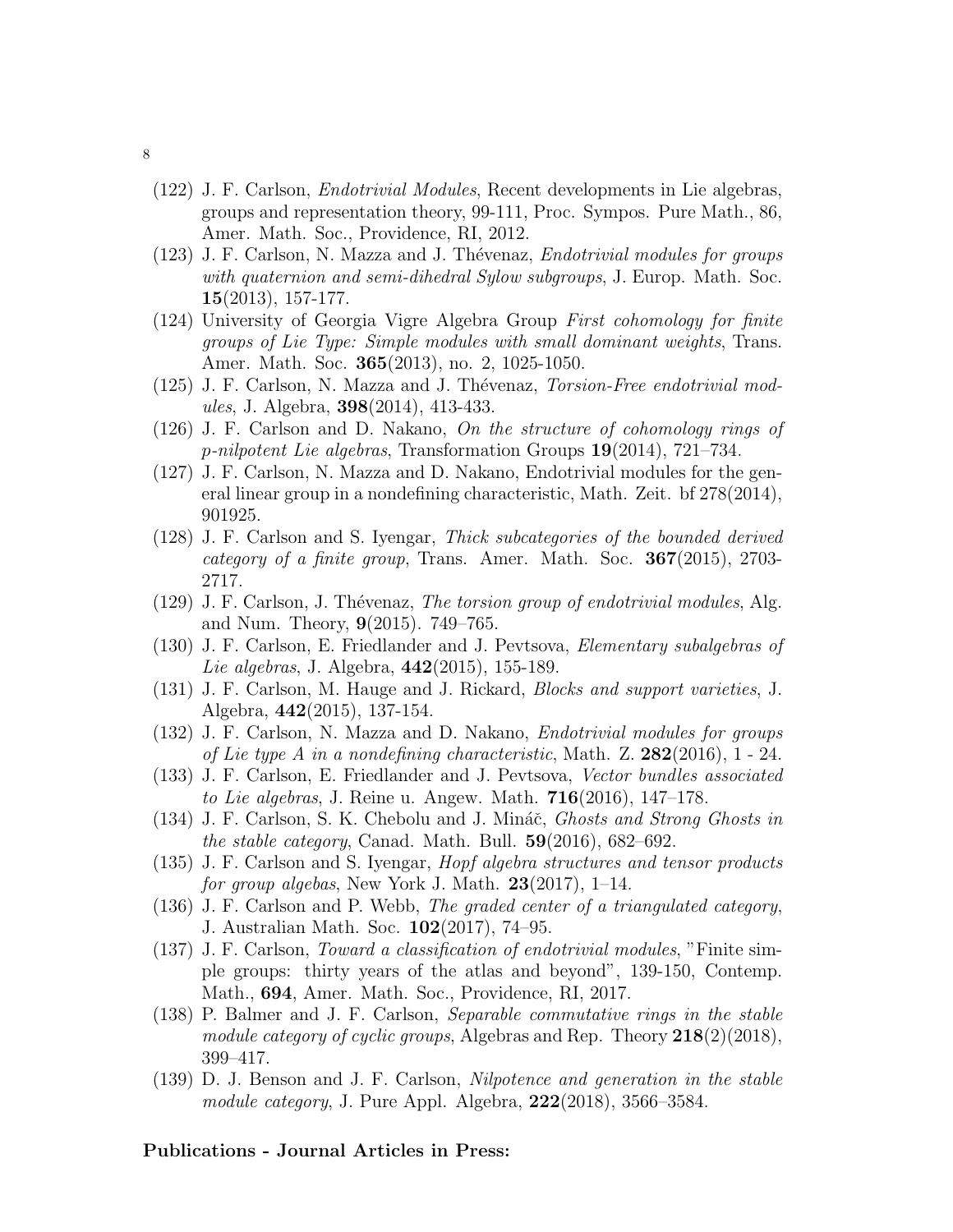(122) J. F. Carlson, *Endotrivial Modules*, Recent developments in Lie algebras, groups and representation theory, 99-111, Proc. Sympos. Pure Math., 86, Amer. Math. Soc., Providence, RI, 2012.

(123) J. F. Carlson, N. Mazza and J. Thévenaz, *Endotrivial modules for groups with quaternion and semi-dihedral Sylow subgroups*, J. Europ. Math. Soc. **15**(2013), 157-177.

(124) University of Georgia Vigre Algebra Group *First cohomology for finite groups of Lie Type: Simple modules with small dominant weights*, Trans. Amer. Math. Soc. **365**(2013), no. 2, 1025-1050.

(125) J. F. Carlson, N. Mazza and J. Thévenaz, *Torsion-Free endotrivial modules*, J. Algebra, **398**(2014), 413-433.

(126) J. F. Carlson and D. Nakano, *On the structure of cohomology rings of p-nilpotent Lie algebras*, Transformation Groups **19**(2014), 721–734.

(127) J. F. Carlson, N. Mazza and D. Nakano, Endotrivial modules for the general linear group in a nondefining characteristic, Math. Zeit. bf 278(2014), 901925.

(128) J. F. Carlson and S. Iyengar, *Thick subcategories of the bounded derived category of a finite group*, Trans. Amer. Math. Soc. **367**(2015), 2703-2717.

(129) J. F. Carlson, J. Thévenaz, *The torsion group of endotrivial modules*, Alg. and Num. Theory, **9**(2015). 749–765.

(130) J. F. Carlson, E. Friedlander and J. Pevtsova, *Elementary subalgebras of Lie algebras*, J. Algebra, **442**(2015), 155-189.

(131) J. F. Carlson, M. Hauge and J. Rickard, *Blocks and support varieties*, J. Algebra, **442**(2015), 137-154.

(132) J. F. Carlson, N. Mazza and D. Nakano, *Endotrivial modules for groups of Lie type A in a nondefining characteristic*, Math. Z. **282**(2016), 1 - 24.

(133) J. F. Carlson, E. Friedlander and J. Pevtsova, *Vector bundles associated to Lie algebras*, J. Reine u. Angew. Math. **716**(2016), 147–178.

(134) J. F. Carlson, S. K. Chebolu and J. Mináč, *Ghosts and Strong Ghosts in the stable category*, Canad. Math. Bull. **59**(2016), 682–692.

(135) J. F. Carlson and S. Iyengar, *Hopf algebra structures and tensor products for group algebas*, New York J. Math. **23**(2017), 1–14.

(136) J. F. Carlson and P. Webb, *The graded center of a triangulated category*, J. Australian Math. Soc. **102**(2017), 74–95.

(137) J. F. Carlson, *Toward a classification of endotrivial modules*, "Finite simple groups: thirty years of the atlas and beyond", 139-150, Contemp. Math., **694**, Amer. Math. Soc., Providence, RI, 2017.

(138) P. Balmer and J. F. Carlson, *Separable commutative rings in the stable module category of cyclic groups*, Algebras and Rep. Theory **218**(2)(2018), 399–417.

(139) D. J. Benson and J. F. Carlson, *Nilpotence and generation in the stable module category*, J. Pure Appl. Algebra, **222**(2018), 3566–3584.

**Publications - Journal Articles in Press:**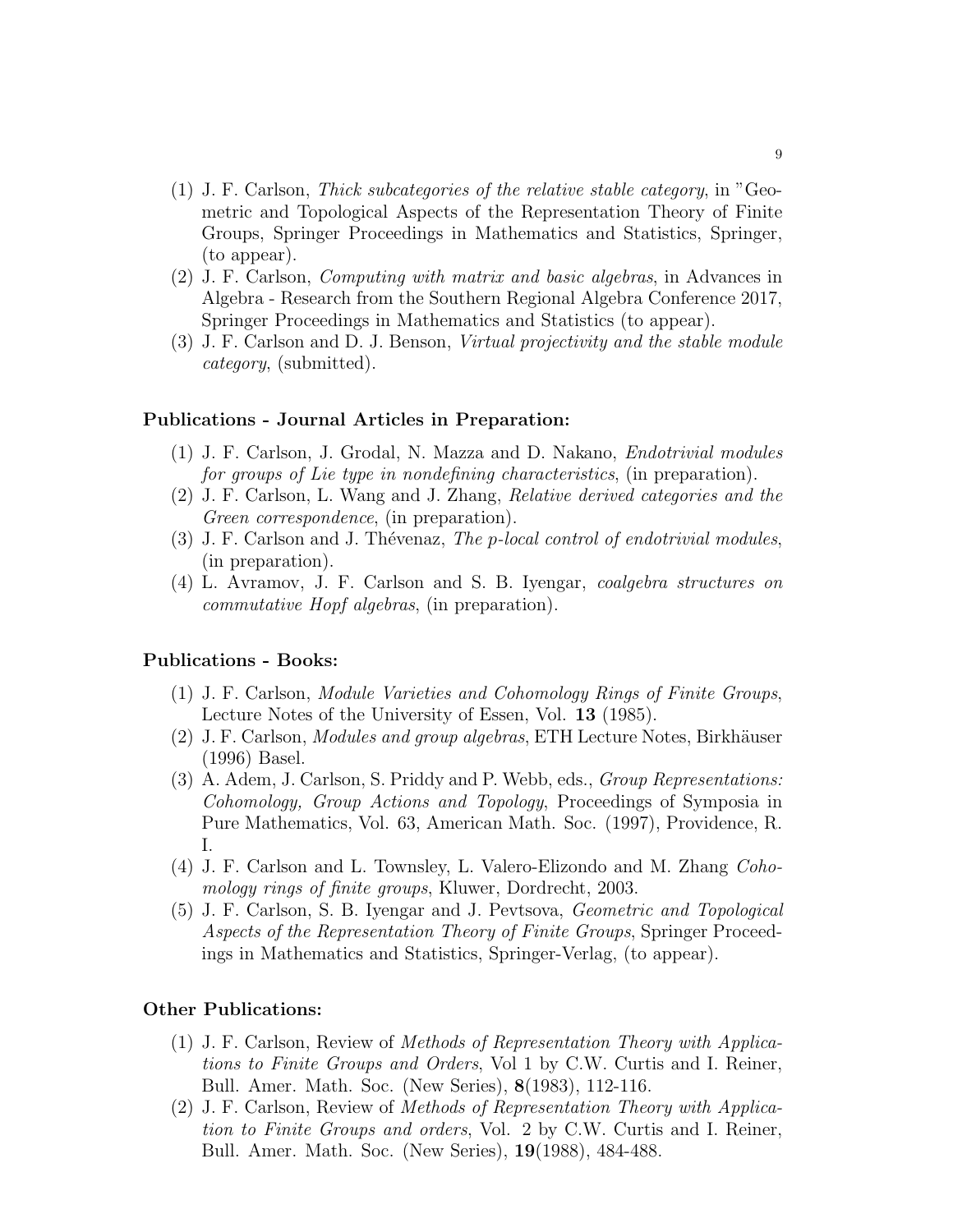1. J. F. Carlson, *Thick subcategories of the relative stable category*, in "Geometric and Topological Aspects of the Representation Theory of Finite Groups, Springer Proceedings in Mathematics and Statistics, Springer, (to appear).
2. J. F. Carlson, *Computing with matrix and basic algebras*, in Advances in Algebra - Research from the Southern Regional Algebra Conference 2017, Springer Proceedings in Mathematics and Statistics (to appear).
3. J. F. Carlson and D. J. Benson, *Virtual projectivity and the stable module category*, (submitted).

### Publications - Journal Articles in Preparation:

1. J. F. Carlson, J. Grodal, N. Mazza and D. Nakano, *Endotrivial modules for groups of Lie type in nondefining characteristics*, (in preparation).
2. J. F. Carlson, L. Wang and J. Zhang, *Relative derived categories and the Green correspondence*, (in preparation).
3. J. F. Carlson and J. Thévenaz, *The p-local control of endotrivial modules*, (in preparation).
4. L. Avramov, J. F. Carlson and S. B. Iyengar, *coalgebra structures on commutative Hopf algebras*, (in preparation).

### Publications - Books:

1. J. F. Carlson, *Module Varieties and Cohomology Rings of Finite Groups*, Lecture Notes of the University of Essen, Vol. **13** (1985).
2. J. F. Carlson, *Modules and group algebras*, ETH Lecture Notes, Birkhäuser (1996) Basel.
3. A. Adem, J. Carlson, S. Priddy and P. Webb, eds., *Group Representations: Cohomology, Group Actions and Topology*, Proceedings of Symposia in Pure Mathematics, Vol. 63, American Math. Soc. (1997), Providence, R. I.
4. J. F. Carlson and L. Townsley, L. Valero-Elizondo and M. Zhang *Cohomology rings of finite groups*, Kluwer, Dordrecht, 2003.
5. J. F. Carlson, S. B. Iyengar and J. Pevtsova, *Geometric and Topological Aspects of the Representation Theory of Finite Groups*, Springer Proceedings in Mathematics and Statistics, Springer-Verlag, (to appear).

### Other Publications:

1. J. F. Carlson, Review of *Methods of Representation Theory with Applications to Finite Groups and Orders*, Vol 1 by C.W. Curtis and I. Reiner, Bull. Amer. Math. Soc. (New Series), **8**(1983), 112-116.
2. J. F. Carlson, Review of *Methods of Representation Theory with Application to Finite Groups and orders*, Vol. 2 by C.W. Curtis and I. Reiner, Bull. Amer. Math. Soc. (New Series), **19**(1988), 484-488.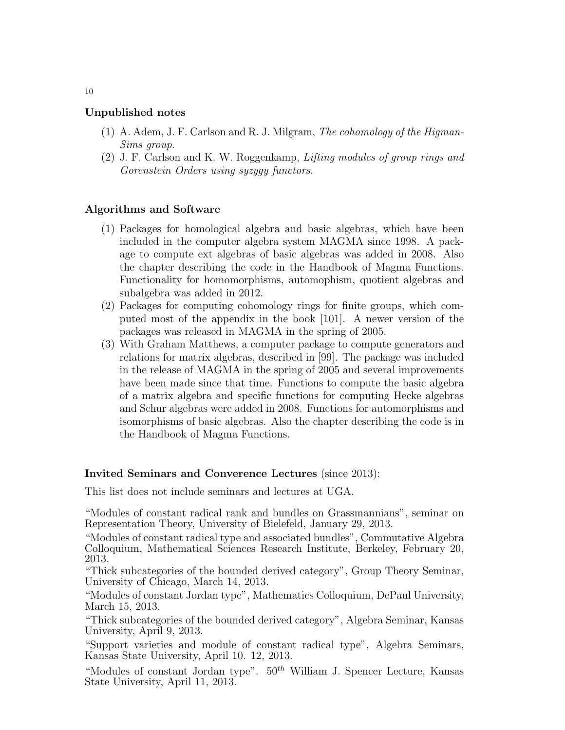**Unpublished notes**

1. A. Adem, J. F. Carlson and R. J. Milgram, *The cohomology of the Higman-Sims group*.
2. J. F. Carlson and K. W. Roggenkamp, *Lifting modules of group rings and Gorenstein Orders using syzygy functors*.

**Algorithms and Software**

1. Packages for homological algebra and basic algebras, which have been included in the computer algebra system MAGMA since 1998. A package to compute ext algebras of basic algebras was added in 2008. Also the chapter describing the code in the Handbook of Magma Functions. Functionality for homomorphisms, automophism, quotient algebras and subalgebra was added in 2012.
2. Packages for computing cohomology rings for finite groups, which computed most of the appendix in the book [101]. A newer version of the packages was released in MAGMA in the spring of 2005.
3. With Graham Matthews, a computer package to compute generators and relations for matrix algebras, described in [99]. The package was included in the release of MAGMA in the spring of 2005 and several improvements have been made since that time. Functions to compute the basic algebra of a matrix algebra and specific functions for computing Hecke algebras and Schur algebras were added in 2008. Functions for automorphisms and isomorphisms of basic algebras. Also the chapter describing the code is in the Handbook of Magma Functions.

**Invited Seminars and Converence Lectures** (since 2013):

This list does not include seminars and lectures at UGA.

"Modules of constant radical rank and bundles on Grassmannians", seminar on Representation Theory, University of Bielefeld, January 29, 2013.

"Modules of constant radical type and associated bundles", Commutative Algebra Colloquium, Mathematical Sciences Research Institute, Berkeley, February 20, 2013.

"Thick subcategories of the bounded derived category", Group Theory Seminar, University of Chicago, March 14, 2013.

"Modules of constant Jordan type", Mathematics Colloquium, DePaul University, March 15, 2013.

"Thick subcategories of the bounded derived category", Algebra Seminar, Kansas University, April 9, 2013.

"Support varieties and module of constant radical type", Algebra Seminars, Kansas State University, April 10. 12, 2013.

"Modules of constant Jordan type". $50^{th}$ William J. Spencer Lecture, Kansas State University, April 11, 2013.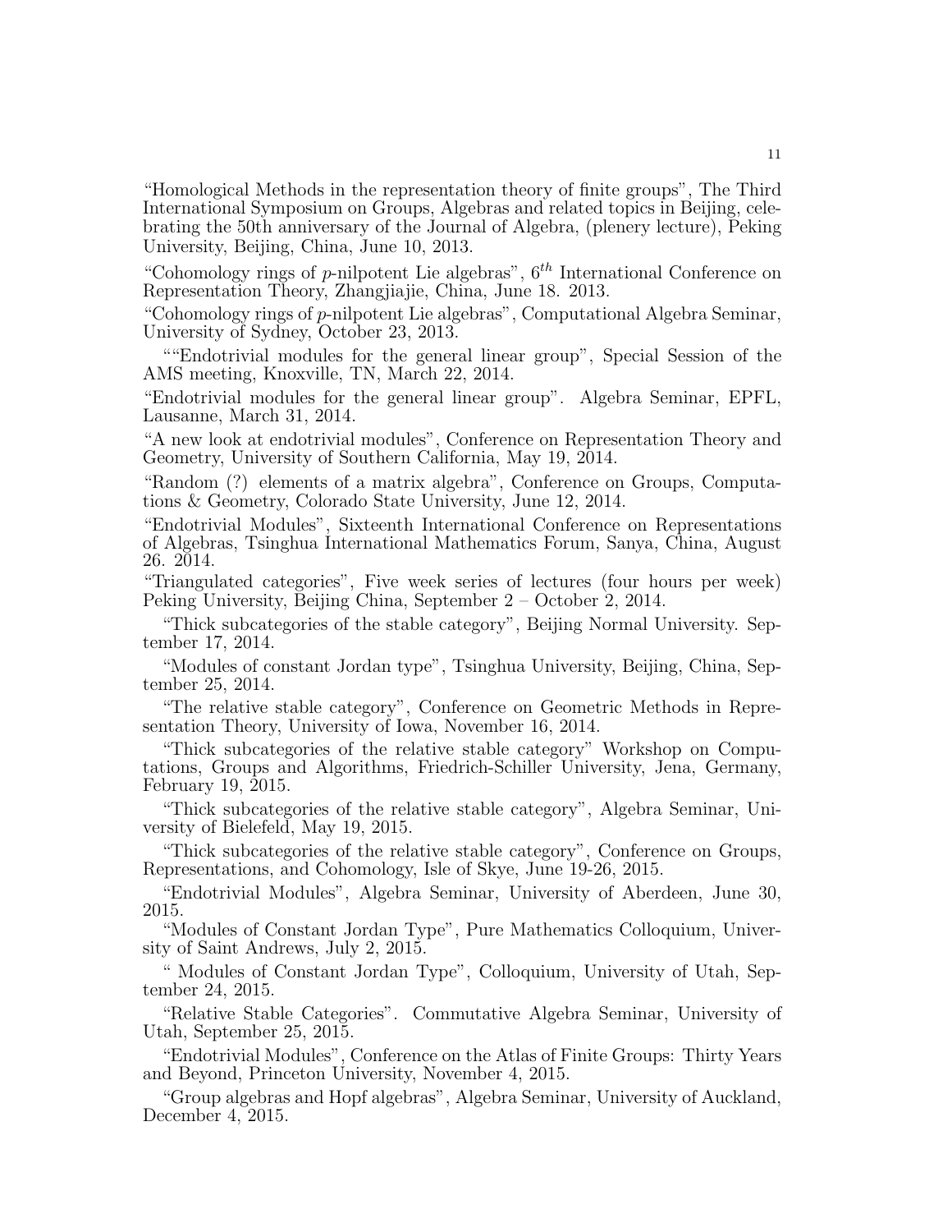"Homological Methods in the representation theory of finite groups", The Third International Symposium on Groups, Algebras and related topics in Beijing, celebrating the 50th anniversary of the Journal of Algebra, (plenery lecture), Peking University, Beijing, China, June 10, 2013.

"Cohomology rings of $p$-nilpotent Lie algebras", $6^{th}$ International Conference on Representation Theory, Zhangjiajie, China, June 18. 2013.

"Cohomology rings of $p$-nilpotent Lie algebras", Computational Algebra Seminar, University of Sydney, October 23, 2013.

""Endotrivial modules for the general linear group", Special Session of the AMS meeting, Knoxville, TN, March 22, 2014.

"Endotrivial modules for the general linear group". Algebra Seminar, EPFL, Lausanne, March 31, 2014.

"A new look at endotrivial modules", Conference on Representation Theory and Geometry, University of Southern California, May 19, 2014.

"Random (?) elements of a matrix algebra", Conference on Groups, Computations & Geometry, Colorado State University, June 12, 2014.

"Endotrivial Modules", Sixteenth International Conference on Representations of Algebras, Tsinghua International Mathematics Forum, Sanya, China, August 26. 2014.

"Triangulated categories", Five week series of lectures (four hours per week) Peking University, Beijing China, September 2 – October 2, 2014.

"Thick subcategories of the stable category", Beijing Normal University. September 17, 2014.

"Modules of constant Jordan type", Tsinghua University, Beijing, China, September 25, 2014.

"The relative stable category", Conference on Geometric Methods in Representation Theory, University of Iowa, November 16, 2014.

"Thick subcategories of the relative stable category" Workshop on Computations, Groups and Algorithms, Friedrich-Schiller University, Jena, Germany, February 19, 2015.

"Thick subcategories of the relative stable category", Algebra Seminar, University of Bielefeld, May 19, 2015.

"Thick subcategories of the relative stable category", Conference on Groups, Representations, and Cohomology, Isle of Skye, June 19-26, 2015.

"Endotrivial Modules", Algebra Seminar, University of Aberdeen, June 30, 2015.

"Modules of Constant Jordan Type", Pure Mathematics Colloquium, University of Saint Andrews, July 2, 2015.

" Modules of Constant Jordan Type", Colloquium, University of Utah, September 24, 2015.

"Relative Stable Categories". Commutative Algebra Seminar, University of Utah, September 25, 2015.

"Endotrivial Modules", Conference on the Atlas of Finite Groups: Thirty Years and Beyond, Princeton University, November 4, 2015.

"Group algebras and Hopf algebras", Algebra Seminar, University of Auckland, December 4, 2015.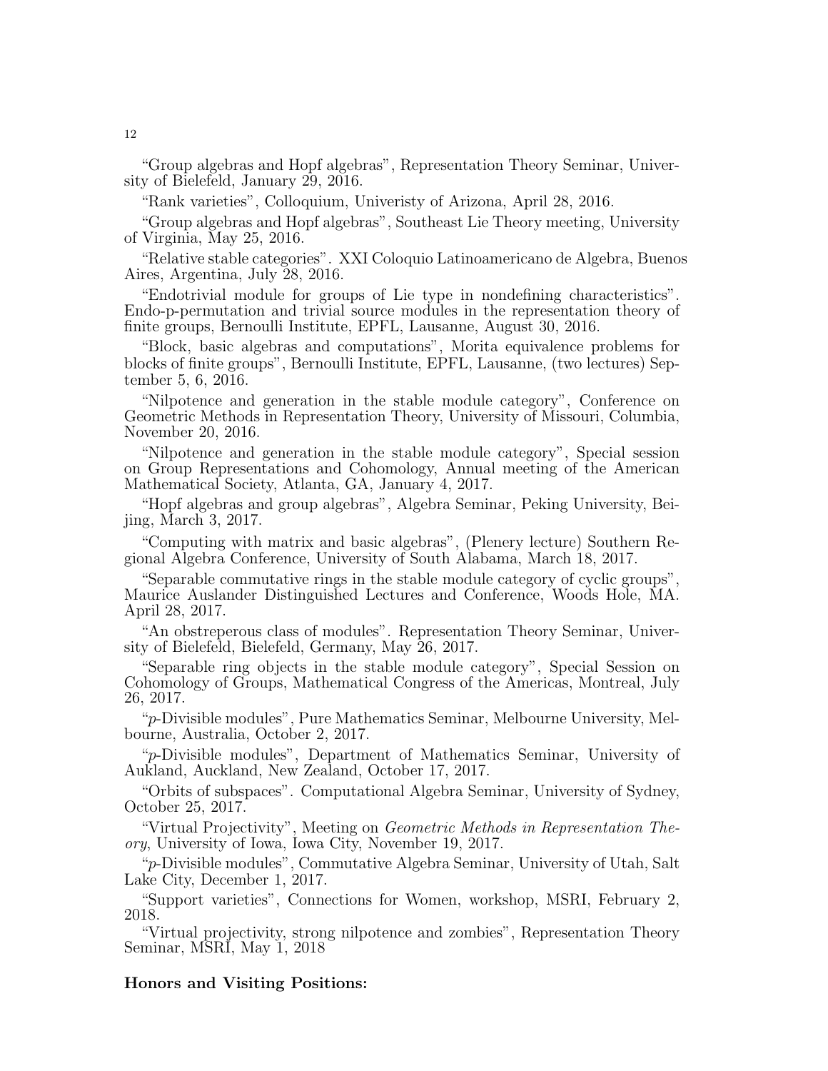"Group algebras and Hopf algebras", Representation Theory Seminar, University of Bielefeld, January 29, 2016.

"Rank varieties", Colloquium, Univeristy of Arizona, April 28, 2016.

"Group algebras and Hopf algebras", Southeast Lie Theory meeting, University of Virginia, May 25, 2016.

"Relative stable categories". XXI Coloquio Latinoamericano de Algebra, Buenos Aires, Argentina, July 28, 2016.

"Endotrivial module for groups of Lie type in nondefining characteristics". Endo-p-permutation and trivial source modules in the representation theory of finite groups, Bernoulli Institute, EPFL, Lausanne, August 30, 2016.

"Block, basic algebras and computations", Morita equivalence problems for blocks of finite groups", Bernoulli Institute, EPFL, Lausanne, (two lectures) September 5, 6, 2016.

"Nilpotence and generation in the stable module category", Conference on Geometric Methods in Representation Theory, University of Missouri, Columbia, November 20, 2016.

"Nilpotence and generation in the stable module category", Special session on Group Representations and Cohomology, Annual meeting of the American Mathematical Society, Atlanta, GA, January 4, 2017.

"Hopf algebras and group algebras", Algebra Seminar, Peking University, Beijing, March 3, 2017.

"Computing with matrix and basic algebras", (Plenery lecture) Southern Regional Algebra Conference, University of South Alabama, March 18, 2017.

"Separable commutative rings in the stable module category of cyclic groups", Maurice Auslander Distinguished Lectures and Conference, Woods Hole, MA. April 28, 2017.

"An obstreperous class of modules". Representation Theory Seminar, University of Bielefeld, Bielefeld, Germany, May 26, 2017.

"Separable ring objects in the stable module category", Special Session on Cohomology of Groups, Mathematical Congress of the Americas, Montreal, July 26, 2017.

"$p$-Divisible modules", Pure Mathematics Seminar, Melbourne University, Melbourne, Australia, October 2, 2017.

"$p$-Divisible modules", Department of Mathematics Seminar, University of Aukland, Auckland, New Zealand, October 17, 2017.

"Orbits of subspaces". Computational Algebra Seminar, University of Sydney, October 25, 2017.

"Virtual Projectivity", Meeting on *Geometric Methods in Representation Theory*, University of Iowa, Iowa City, November 19, 2017.

"$p$-Divisible modules", Commutative Algebra Seminar, University of Utah, Salt Lake City, December 1, 2017.

"Support varieties", Connections for Women, workshop, MSRI, February 2, 2018.

"Virtual projectivity, strong nilpotence and zombies", Representation Theory Seminar, MSRI, May 1, 2018

**Honors and Visiting Positions:**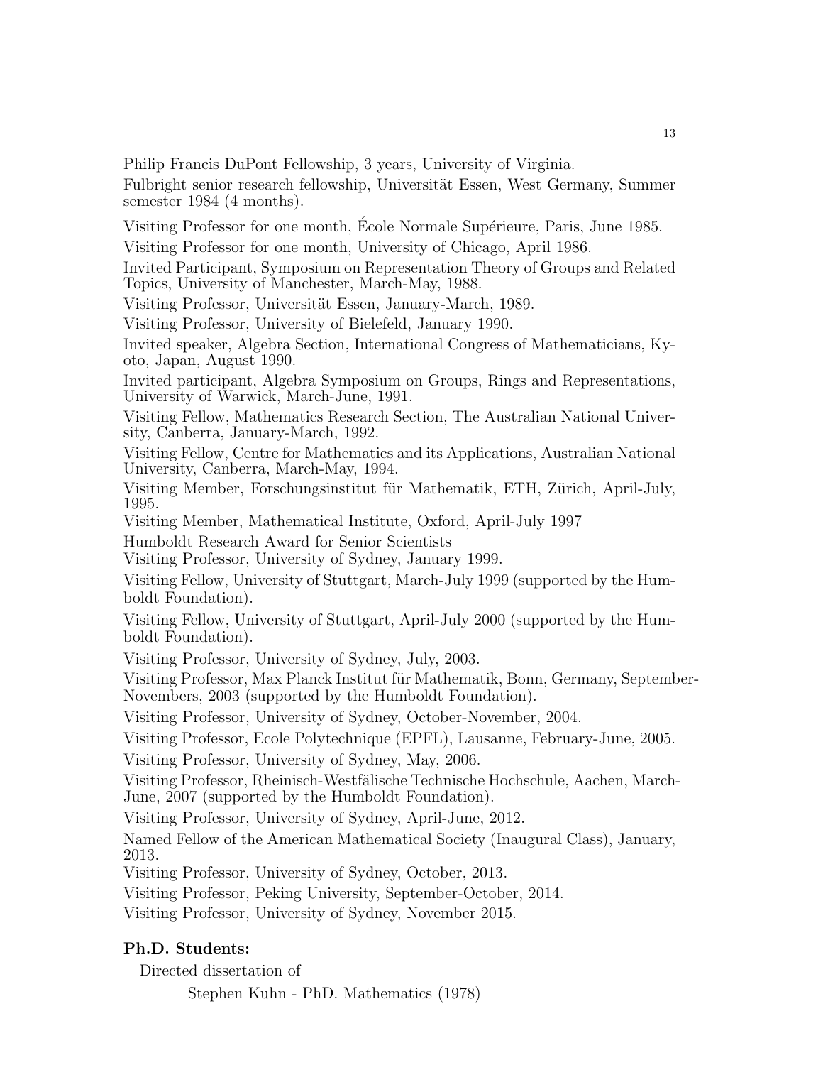Philip Francis DuPont Fellowship, 3 years, University of Virginia.

Fulbright senior research fellowship, Universität Essen, West Germany, Summer semester 1984 (4 months).

Visiting Professor for one month, École Normale Supérieure, Paris, June 1985.

Visiting Professor for one month, University of Chicago, April 1986.

Invited Participant, Symposium on Representation Theory of Groups and Related Topics, University of Manchester, March-May, 1988.

Visiting Professor, Universität Essen, January-March, 1989.

Visiting Professor, University of Bielefeld, January 1990.

Invited speaker, Algebra Section, International Congress of Mathematicians, Kyoto, Japan, August 1990.

Invited participant, Algebra Symposium on Groups, Rings and Representations, University of Warwick, March-June, 1991.

Visiting Fellow, Mathematics Research Section, The Australian National University, Canberra, January-March, 1992.

Visiting Fellow, Centre for Mathematics and its Applications, Australian National University, Canberra, March-May, 1994.

Visiting Member, Forschungsinstitut für Mathematik, ETH, Zürich, April-July, 1995.

Visiting Member, Mathematical Institute, Oxford, April-July 1997

Humboldt Research Award for Senior Scientists

Visiting Professor, University of Sydney, January 1999.

Visiting Fellow, University of Stuttgart, March-July 1999 (supported by the Humboldt Foundation).

Visiting Fellow, University of Stuttgart, April-July 2000 (supported by the Humboldt Foundation).

Visiting Professor, University of Sydney, July, 2003.

Visiting Professor, Max Planck Institut für Mathematik, Bonn, Germany, September-Novembers, 2003 (supported by the Humboldt Foundation).

Visiting Professor, University of Sydney, October-November, 2004.

Visiting Professor, Ecole Polytechnique (EPFL), Lausanne, February-June, 2005.

Visiting Professor, University of Sydney, May, 2006.

Visiting Professor, Rheinisch-Westfälische Technische Hochschule, Aachen, March-June, 2007 (supported by the Humboldt Foundation).

Visiting Professor, University of Sydney, April-June, 2012.

Named Fellow of the American Mathematical Society (Inaugural Class), January, 2013.

Visiting Professor, University of Sydney, October, 2013.

Visiting Professor, Peking University, September-October, 2014.

Visiting Professor, University of Sydney, November 2015.

**Ph.D. Students:**

Directed dissertation of

Stephen Kuhn - PhD. Mathematics (1978)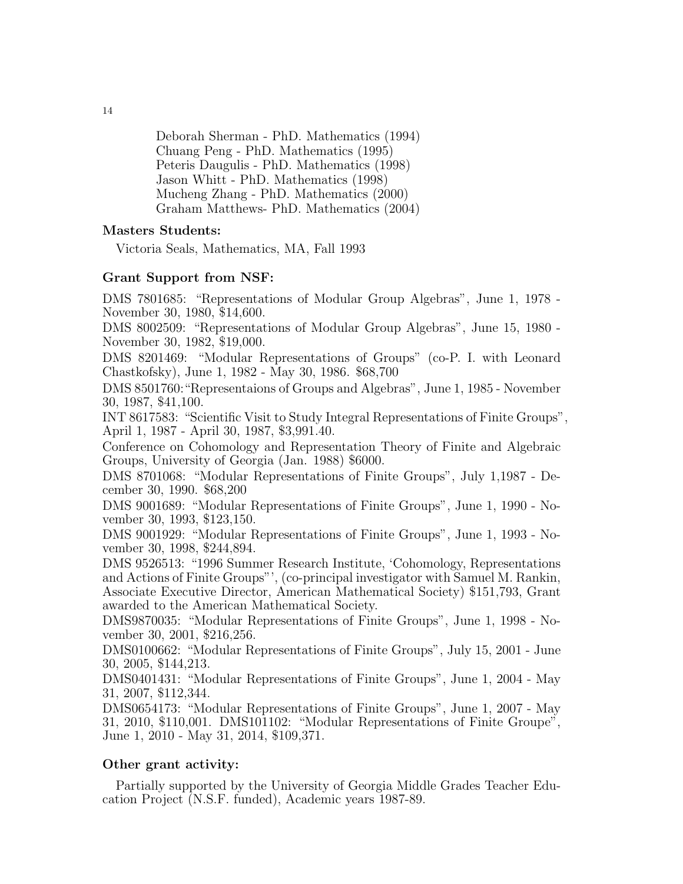Deborah Sherman - PhD. Mathematics (1994)
Chuang Peng - PhD. Mathematics (1995)
Peteris Daugulis - PhD. Mathematics (1998)
Jason Whitt - PhD. Mathematics (1998)
Mucheng Zhang - PhD. Mathematics (2000)
Graham Matthews- PhD. Mathematics (2004)

**Masters Students:**

Victoria Seals, Mathematics, MA, Fall 1993

**Grant Support from NSF:**

DMS 7801685: "Representations of Modular Group Algebras", June 1, 1978 - November 30, 1980, $14,600.
DMS 8002509: "Representations of Modular Group Algebras", June 15, 1980 - November 30, 1982, $19,000.
DMS 8201469: "Modular Representations of Groups" (co-P. I. with Leonard Chastkofsky), June 1, 1982 - May 30, 1986. $68,700
DMS 8501760:"Representaions of Groups and Algebras", June 1, 1985 - November 30, 1987, $41,100.
INT 8617583: "Scientific Visit to Study Integral Representations of Finite Groups", April 1, 1987 - April 30, 1987, $3,991.40.
Conference on Cohomology and Representation Theory of Finite and Algebraic Groups, University of Georgia (Jan. 1988) $6000.
DMS 8701068: "Modular Representations of Finite Groups", July 1,1987 - December 30, 1990. $68,200
DMS 9001689: "Modular Representations of Finite Groups", June 1, 1990 - November 30, 1993, $123,150.
DMS 9001929: "Modular Representations of Finite Groups", June 1, 1993 - November 30, 1998, $244,894.
DMS 9526513: "1996 Summer Research Institute, 'Cohomology, Representations and Actions of Finite Groups"', (co-principal investigator with Samuel M. Rankin, Associate Executive Director, American Mathematical Society) $151,793, Grant awarded to the American Mathematical Society.
DMS9870035: "Modular Representations of Finite Groups", June 1, 1998 - November 30, 2001, $216,256.
DMS0100662: "Modular Representations of Finite Groups", July 15, 2001 - June 30, 2005, $144,213.
DMS0401431: "Modular Representations of Finite Groups", June 1, 2004 - May 31, 2007, $112,344.
DMS0654173: "Modular Representations of Finite Groups", June 1, 2007 - May 31, 2010, $110,001. DMS101102: "Modular Representations of Finite Groupe", June 1, 2010 - May 31, 2014, $109,371.

**Other grant activity:**

Partially supported by the University of Georgia Middle Grades Teacher Education Project (N.S.F. funded), Academic years 1987-89.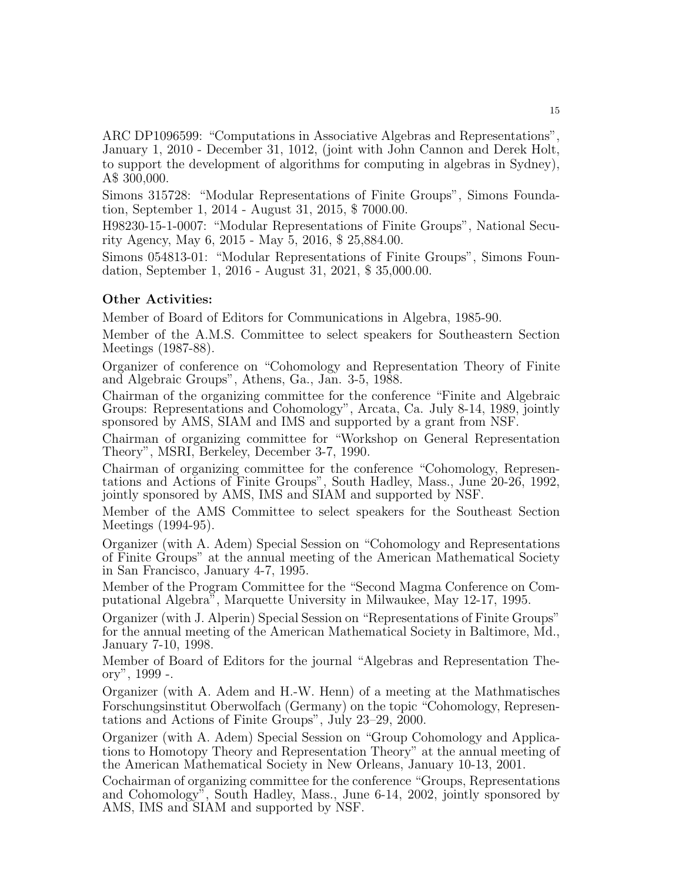ARC DP1096599: "Computations in Associative Algebras and Representations", January 1, 2010 - December 31, 1012, (joint with John Cannon and Derek Holt, to support the development of algorithms for computing in algebras in Sydney), A$ 300,000.

Simons 315728: "Modular Representations of Finite Groups", Simons Foundation, September 1, 2014 - August 31, 2015, $ 7000.00.

H98230-15-1-0007: "Modular Representations of Finite Groups", National Security Agency, May 6, 2015 - May 5, 2016, $ 25,884.00.

Simons 054813-01: "Modular Representations of Finite Groups", Simons Foundation, September 1, 2016 - August 31, 2021, $ 35,000.00.

**Other Activities:**

Member of Board of Editors for Communications in Algebra, 1985-90.

Member of the A.M.S. Committee to select speakers for Southeastern Section Meetings (1987-88).

Organizer of conference on "Cohomology and Representation Theory of Finite and Algebraic Groups", Athens, Ga., Jan. 3-5, 1988.

Chairman of the organizing committee for the conference "Finite and Algebraic Groups: Representations and Cohomology", Arcata, Ca. July 8-14, 1989, jointly sponsored by AMS, SIAM and IMS and supported by a grant from NSF.

Chairman of organizing committee for "Workshop on General Representation Theory", MSRI, Berkeley, December 3-7, 1990.

Chairman of organizing committee for the conference "Cohomology, Representations and Actions of Finite Groups", South Hadley, Mass., June 20-26, 1992, jointly sponsored by AMS, IMS and SIAM and supported by NSF.

Member of the AMS Committee to select speakers for the Southeast Section Meetings (1994-95).

Organizer (with A. Adem) Special Session on "Cohomology and Representations of Finite Groups" at the annual meeting of the American Mathematical Society in San Francisco, January 4-7, 1995.

Member of the Program Committee for the "Second Magma Conference on Computational Algebra", Marquette University in Milwaukee, May 12-17, 1995.

Organizer (with J. Alperin) Special Session on "Representations of Finite Groups" for the annual meeting of the American Mathematical Society in Baltimore, Md., January 7-10, 1998.

Member of Board of Editors for the journal "Algebras and Representation Theory", 1999 -.

Organizer (with A. Adem and H.-W. Henn) of a meeting at the Mathmatisches Forschungsinstitut Oberwolfach (Germany) on the topic "Cohomology, Representations and Actions of Finite Groups", July 23–29, 2000.

Organizer (with A. Adem) Special Session on "Group Cohomology and Applications to Homotopy Theory and Representation Theory" at the annual meeting of the American Mathematical Society in New Orleans, January 10-13, 2001.

Cochairman of organizing committee for the conference "Groups, Representations and Cohomology", South Hadley, Mass., June 6-14, 2002, jointly sponsored by AMS, IMS and SIAM and supported by NSF.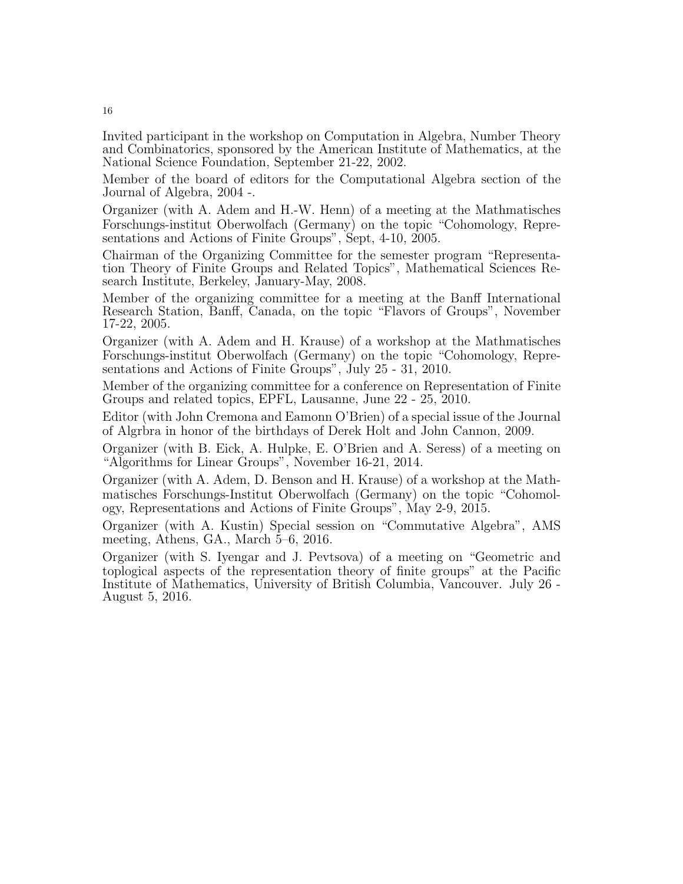Invited participant in the workshop on Computation in Algebra, Number Theory and Combinatorics, sponsored by the American Institute of Mathematics, at the National Science Foundation, September 21-22, 2002.

Member of the board of editors for the Computational Algebra section of the Journal of Algebra, 2004 -.

Organizer (with A. Adem and H.-W. Henn) of a meeting at the Mathmatisches Forschungs-institut Oberwolfach (Germany) on the topic "Cohomology, Representations and Actions of Finite Groups", Sept, 4-10, 2005.

Chairman of the Organizing Committee for the semester program "Representation Theory of Finite Groups and Related Topics", Mathematical Sciences Research Institute, Berkeley, January-May, 2008.

Member of the organizing committee for a meeting at the Banff International Research Station, Banff, Canada, on the topic "Flavors of Groups", November 17-22, 2005.

Organizer (with A. Adem and H. Krause) of a workshop at the Mathmatisches Forschungs-institut Oberwolfach (Germany) on the topic "Cohomology, Representations and Actions of Finite Groups", July 25 - 31, 2010.

Member of the organizing committee for a conference on Representation of Finite Groups and related topics, EPFL, Lausanne, June 22 - 25, 2010.

Editor (with John Cremona and Eamonn O'Brien) of a special issue of the Journal of Algrbra in honor of the birthdays of Derek Holt and John Cannon, 2009.

Organizer (with B. Eick, A. Hulpke, E. O'Brien and A. Seress) of a meeting on "Algorithms for Linear Groups", November 16-21, 2014.

Organizer (with A. Adem, D. Benson and H. Krause) of a workshop at the Mathmatisches Forschungs-Institut Oberwolfach (Germany) on the topic "Cohomology, Representations and Actions of Finite Groups", May 2-9, 2015.

Organizer (with A. Kustin) Special session on "Commutative Algebra", AMS meeting, Athens, GA., March 5–6, 2016.

Organizer (with S. Iyengar and J. Pevtsova) of a meeting on "Geometric and toplogical aspects of the representation theory of finite groups" at the Pacific Institute of Mathematics, University of British Columbia, Vancouver. July 26 - August 5, 2016.